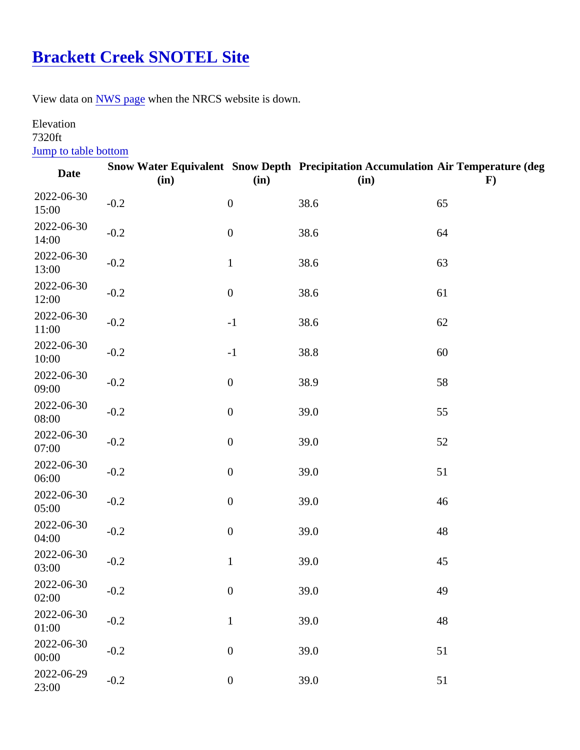# [Brackett Creek SNOTEL Site]

View data on [NWS page] when the NRCS website is down.

Elevation
7320ft
[Jump to table bottom]

| Date | Snow Water Equivalent (in) | Snow Depth (in) | Precipitation Accumulation (in) | Air Temperature (deg F) |
|---|---|---|---|---|
| 2022-06-30 15:00 | -0.2 | 0 | 38.6 | 65 |
| 2022-06-30 14:00 | -0.2 | 0 | 38.6 | 64 |
| 2022-06-30 13:00 | -0.2 | 1 | 38.6 | 63 |
| 2022-06-30 12:00 | -0.2 | 0 | 38.6 | 61 |
| 2022-06-30 11:00 | -0.2 | -1 | 38.6 | 62 |
| 2022-06-30 10:00 | -0.2 | -1 | 38.8 | 60 |
| 2022-06-30 09:00 | -0.2 | 0 | 38.9 | 58 |
| 2022-06-30 08:00 | -0.2 | 0 | 39.0 | 55 |
| 2022-06-30 07:00 | -0.2 | 0 | 39.0 | 52 |
| 2022-06-30 06:00 | -0.2 | 0 | 39.0 | 51 |
| 2022-06-30 05:00 | -0.2 | 0 | 39.0 | 46 |
| 2022-06-30 04:00 | -0.2 | 0 | 39.0 | 48 |
| 2022-06-30 03:00 | -0.2 | 1 | 39.0 | 45 |
| 2022-06-30 02:00 | -0.2 | 0 | 39.0 | 49 |
| 2022-06-30 01:00 | -0.2 | 1 | 39.0 | 48 |
| 2022-06-30 00:00 | -0.2 | 0 | 39.0 | 51 |
| 2022-06-29 23:00 | -0.2 | 0 | 39.0 | 51 |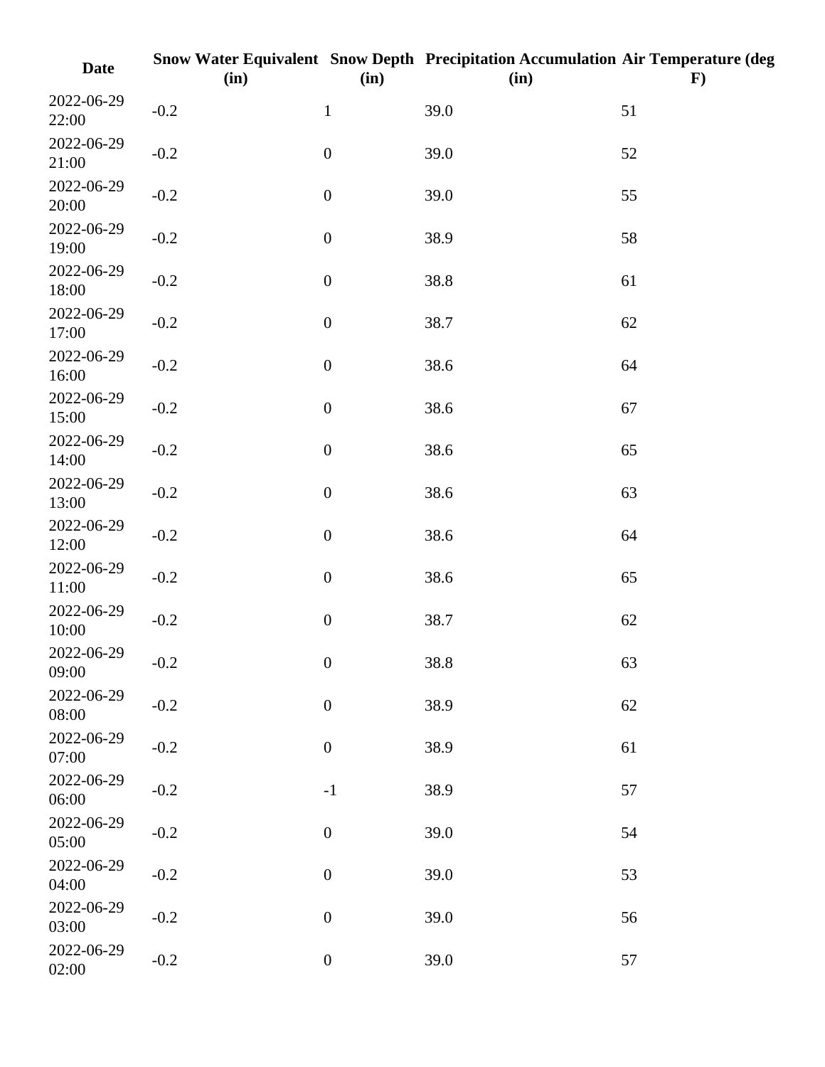| Date | Snow Water Equivalent (in) | Snow Depth (in) | Precipitation Accumulation (in) | Air Temperature (deg F) |
| --- | --- | --- | --- | --- |
| 2022-06-29 22:00 | -0.2 | 1 | 39.0 | 51 |
| 2022-06-29 21:00 | -0.2 | 0 | 39.0 | 52 |
| 2022-06-29 20:00 | -0.2 | 0 | 39.0 | 55 |
| 2022-06-29 19:00 | -0.2 | 0 | 38.9 | 58 |
| 2022-06-29 18:00 | -0.2 | 0 | 38.8 | 61 |
| 2022-06-29 17:00 | -0.2 | 0 | 38.7 | 62 |
| 2022-06-29 16:00 | -0.2 | 0 | 38.6 | 64 |
| 2022-06-29 15:00 | -0.2 | 0 | 38.6 | 67 |
| 2022-06-29 14:00 | -0.2 | 0 | 38.6 | 65 |
| 2022-06-29 13:00 | -0.2 | 0 | 38.6 | 63 |
| 2022-06-29 12:00 | -0.2 | 0 | 38.6 | 64 |
| 2022-06-29 11:00 | -0.2 | 0 | 38.6 | 65 |
| 2022-06-29 10:00 | -0.2 | 0 | 38.7 | 62 |
| 2022-06-29 09:00 | -0.2 | 0 | 38.8 | 63 |
| 2022-06-29 08:00 | -0.2 | 0 | 38.9 | 62 |
| 2022-06-29 07:00 | -0.2 | 0 | 38.9 | 61 |
| 2022-06-29 06:00 | -0.2 | -1 | 38.9 | 57 |
| 2022-06-29 05:00 | -0.2 | 0 | 39.0 | 54 |
| 2022-06-29 04:00 | -0.2 | 0 | 39.0 | 53 |
| 2022-06-29 03:00 | -0.2 | 0 | 39.0 | 56 |
| 2022-06-29 02:00 | -0.2 | 0 | 39.0 | 57 |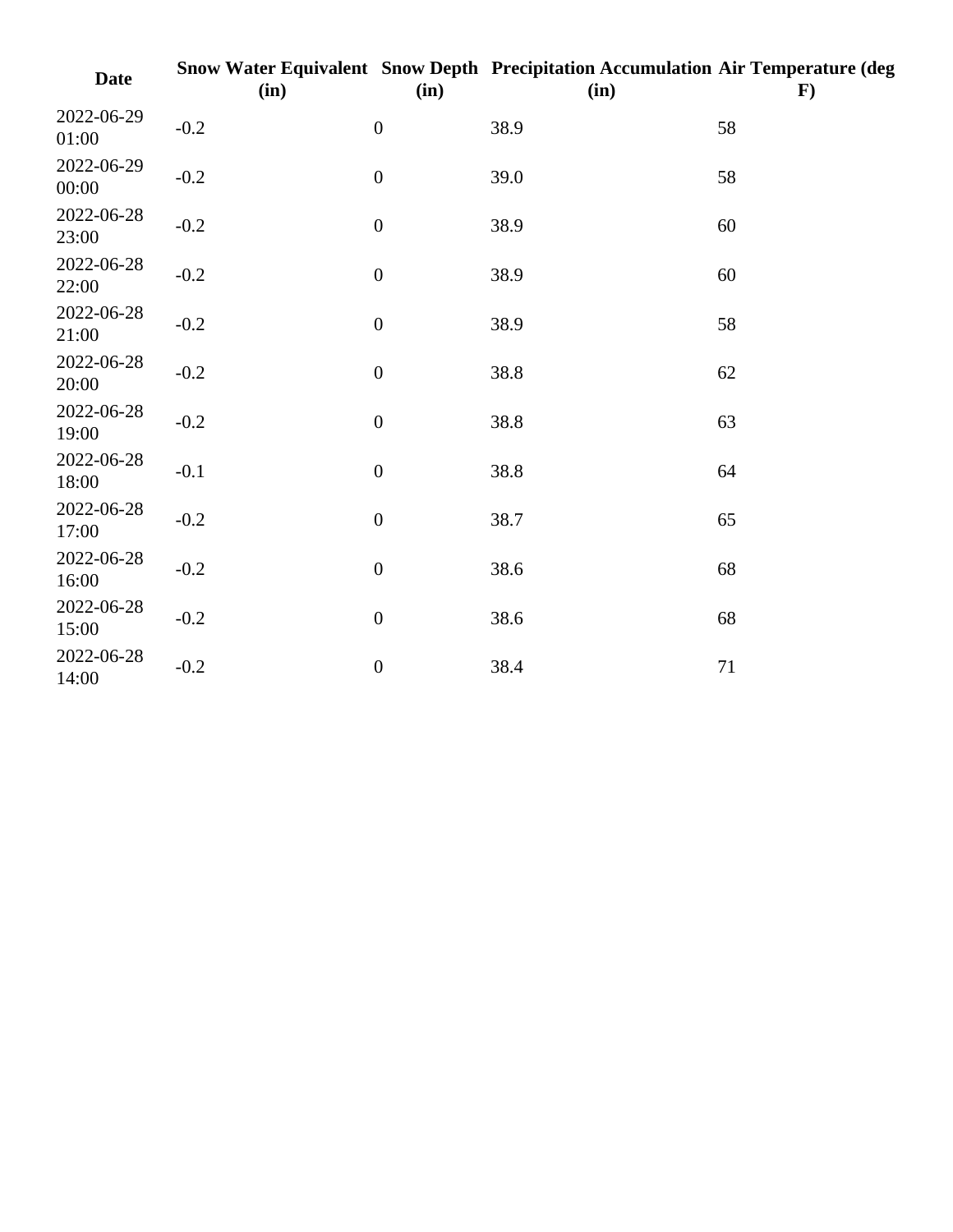| Date | Snow Water Equivalent (in) | Snow Depth (in) | Precipitation Accumulation (in) | Air Temperature (deg F) |
|---|---|---|---|---|
| 2022-06-29 01:00 | -0.2 | 0 | 38.9 | 58 |
| 2022-06-29 00:00 | -0.2 | 0 | 39.0 | 58 |
| 2022-06-28 23:00 | -0.2 | 0 | 38.9 | 60 |
| 2022-06-28 22:00 | -0.2 | 0 | 38.9 | 60 |
| 2022-06-28 21:00 | -0.2 | 0 | 38.9 | 58 |
| 2022-06-28 20:00 | -0.2 | 0 | 38.8 | 62 |
| 2022-06-28 19:00 | -0.2 | 0 | 38.8 | 63 |
| 2022-06-28 18:00 | -0.1 | 0 | 38.8 | 64 |
| 2022-06-28 17:00 | -0.2 | 0 | 38.7 | 65 |
| 2022-06-28 16:00 | -0.2 | 0 | 38.6 | 68 |
| 2022-06-28 15:00 | -0.2 | 0 | 38.6 | 68 |
| 2022-06-28 14:00 | -0.2 | 0 | 38.4 | 71 |